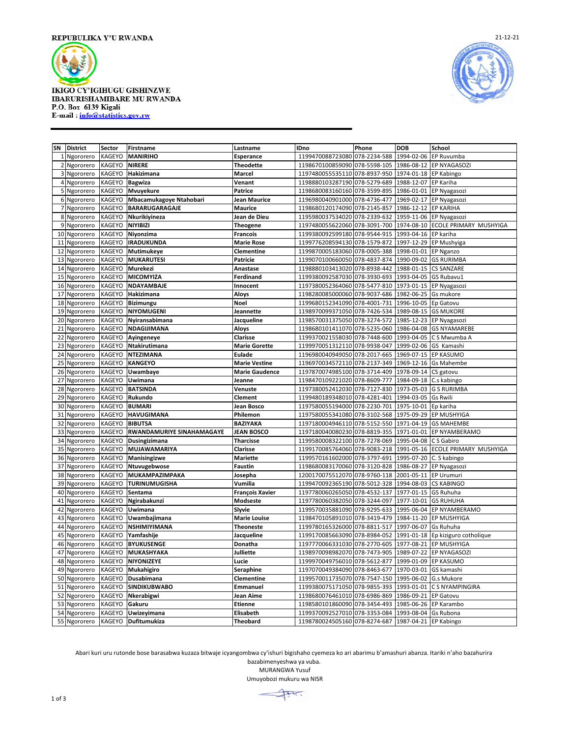REPUBULIKA Y'U RWANDA

21-12-21

IKIGO CY'IGIHUGU GISHINZWE
IBARURISHAMIBARE MU RWANDA
P.O. Box 6139 Kigali
E-mail : info@statistics.gov.rw

| SN | District | Sector | Firstname | Lastname | IDno | Phone | DOB | School |
|---|---|---|---|---|---|---|---|---|
| 1 | Ngororero | KAGEYO | **MANIRIHO** | **Esperance** | 1199470088723080 | 078-2234-588 | 1994-02-06 | EP Ruvumba |
| 2 | Ngororero | KAGEYO | **NIRERE** | **Theodette** | 1198670100859090 | 078-5598-105 | 1986-08-12 | EP NYAGASOZI |
| 3 | Ngororero | KAGEYO | **Hakizimana** | **Marcel** | 1197480055535110 | 078-8937-950 | 1974-01-18 | EP Kabingo |
| 4 | Ngororero | KAGEYO | **Bagwiza** | **Venant** | 1198880103287190 | 078-5279-689 | 1988-12-07 | EP Kariha |
| 5 | Ngororero | KAGEYO | **Mvuyekure** | **Patrice** | 1198680083160160 | 078-3599-895 | 1986-01-01 | EP Nyagasozi |
| 6 | Ngororero | KAGEYO | **Mbacamukagoye Ntahobari** | **Jean Maurice** | 1196980040901000 | 078-4736-477 | 1969-02-17 | EP Nyagasozi |
| 7 | Ngororero | KAGEYO | **BARARUGARAGAJE** | **Maurice** | 1198680120174090 | 078-2145-857 | 1986-12-12 | EP KARIHA |
| 8 | Ngororero | KAGEYO | **Nkurikiyineza** | **Jean de Dieu** | 1195980037534020 | 078-2339-632 | 1959-11-06 | EP Nyagasozi |
| 9 | Ngororero | KAGEYO | **NIYIBIZI** | **Theogene** | 1197480055622060 | 078-3091-700 | 1974-08-10 | ECOLE PRIMARY MUSHYIGA |
| 10 | Ngororero | KAGEYO | **Niyonzima** | **Francois** | 1199380092599180 | 078-9544-915 | 1993-04-16 | EP kariha |
| 11 | Ngororero | KAGEYO | **IRADUKUNDA** | **Marie Rose** | 1199776208594130 | 078-1579-872 | 1997-12-29 | EP Mushyiga |
| 12 | Ngororero | KAGEYO | **Mutimukeye** | **Clementine** | 1199870005183060 | 078-0005-388 | 1998-01-01 | EP Nganzo |
| 13 | Ngororero | KAGEYO | **MUKARUTESI** | **Patricie** | 1199070100660050 | 078-4837-874 | 1990-09-02 | GS RURIMBA |
| 14 | Ngororero | KAGEYO | **Murekezi** | **Anastase** | 1198880103413020 | 078-8938-442 | 1988-01-15 | CS SANZARE |
| 15 | Ngororero | KAGEYO | **MICOMYIZA** | **Ferdinand** | 1199380092587030 | 078-3930-693 | 1993-04-05 | GS Rubavu1 |
| 16 | Ngororero | KAGEYO | **NDAYAMBAJE** | **Innocent** | 1197380052364060 | 078-5477-810 | 1973-01-15 | EP Nyagasozi |
| 17 | Ngororero | KAGEYO | **Hakizimana** | **Aloys** | 1198280085000060 | 078-9037-686 | 1982-06-25 | Gs mukore |
| 18 | Ngororero | KAGEYO | **Bizimungu** | **Noel** | 1199680152341090 | 078-4001-731 | 1996-10-05 | Ep Gatovu |
| 19 | Ngororero | KAGEYO | **NIYOMUGENI** | **Jeannette** | 1198970099371050 | 078-7426-534 | 1989-08-15 | GS MUKORE |
| 20 | Ngororero | KAGEYO | **Nyiransabimana** | **Jacqueline** | 1198570031375050 | 078-3274-572 | 1985-12-23 | EP Nyagasozi |
| 21 | Ngororero | KAGEYO | **NDAGIJIMANA** | **Aloys** | 1198680101411070 | 078-5235-060 | 1986-04-08 | GS NYAMAREBE |
| 22 | Ngororero | KAGEYO | **Ayingeneye** | **Clarisse** | 1199370021558030 | 078-7448-600 | 1993-04-05 | C S Mwumba A |
| 23 | Ngororero | KAGEYO | **Ntakirutimana** | **Marie Gorette** | 1199970051312110 | 078-9938-047 | 1999-02-06 | GS Kamashi |
| 24 | Ngororero | KAGEYO | **NTEZIMANA** | **Eulade** | 1196980040949050 | 078-2017-665 | 1969-07-15 | EP KASUMO |
| 25 | Ngororero | KAGEYO | **KANGEYO** | **Marie Vestine** | 1196970034572110 | 078-2137-349 | 1969-12-16 | Gs Mahembe |
| 26 | Ngororero | KAGEYO | **Uwambaye** | **Marie Gaudence** | 1197870074985100 | 078-3714-409 | 1978-09-14 | CS gatovu |
| 27 | Ngororero | KAGEYO | **Uwimana** | **Jeanne** | 1198470109221020 | 078-8609-777 | 1984-09-18 | C.s kabingo |
| 28 | Ngororero | KAGEYO | **BATSINDA** | **Venuste** | 1197380052412030 | 078-7127-830 | 1973-05-03 | G S RURIMBA |
| 29 | Ngororero | KAGEYO | **Rukundo** | **Clement** | 1199480189348010 | 078-4281-401 | 1994-03-05 | Gs Rwili |
| 30 | Ngororero | KAGEYO | **BUMARI** | **Jean Bosco** | 1197580055194000 | 078-2230-701 | 1975-10-01 | Ep kariha |
| 31 | Ngororero | KAGEYO | **HAVUGIMANA** | **Philemon** | 1197580055341080 | 078-3102-568 | 1975-09-29 | EP MUSHYIGA |
| 32 | Ngororero | KAGEYO | **BIBUTSA** | **BAZIYAKA** | 1197180004946110 | 078-5152-550 | 1971-04-19 | GS MAHEMBE |
| 33 | Ngororero | KAGEYO | **RWANDAMURIYE SINAHAMAGAYE** | **JEAN BOSCO** | 1197180040080230 | 078-8819-355 | 1971-01-01 | EP NYAMBERAMO |
| 34 | Ngororero | KAGEYO | **Dusingizimana** | **Tharcisse** | 1199580008322100 | 078-7278-069 | 1995-04-08 | C S Gabiro |
| 35 | Ngororero | KAGEYO | **MUJAWAMARIYA** | **Clarisse** | 1199170085764060 | 078-9083-218 | 1991-05-16 | ECOLE PRIMARY MUSHYIGA |
| 36 | Ngororero | KAGEYO | **Manisingizwe** | **Mariette** | 1199570161602000 | 078-3797-691 | 1995-07-20 | C. S kabingo |
| 37 | Ngororero | KAGEYO | **Ntuvugebwose** | **Faustin** | 1198680083170060 | 078-3120-828 | 1986-08-27 | EP Nyagasozi |
| 38 | Ngororero | KAGEYO | **MUKAMPAZIMPAKA** | **Josepha** | 1200170075512070 | 078-9760-118 | 2001-05-11 | EP Urumuri |
| 39 | Ngororero | KAGEYO | **TURINUMUGISHA** | **Vumilia** | 1199470092365190 | 078-5012-328 | 1994-08-03 | CS KABINGO |
| 40 | Ngororero | KAGEYO | **Sentama** | **François Xavier** | 1197780060265050 | 078-4532-137 | 1977-01-15 | GS Ruhuha |
| 41 | Ngororero | KAGEYO | **Ngirabakunzi** | **Modseste** | 1197780060382050 | 078-3244-097 | 1977-10-01 | GS RUHUHA |
| 42 | Ngororero | KAGEYO | **Uwimana** | **Slyvie** | 1199570035881090 | 078-9295-633 | 1995-06-04 | EP NYAMBERAMO |
| 43 | Ngororero | KAGEYO | **Uwambajimana** | **Marie Louise** | 1198470105891010 | 078-3419-479 | 1984-11-20 | EP MUSHYIGA |
| 44 | Ngororero | KAGEYO | **NSHIMIYIMANA** | **Theoneste** | 1199780165326000 | 078-8811-517 | 1997-06-07 | Gs Ruhuha |
| 45 | Ngororero | KAGEYO | **Yamfashije** | **Jacqueline** | 1199170085663090 | 078-8984-052 | 1991-01-18 | Ep kiziguro cotholique |
| 46 | Ngororero | KAGEYO | **BYUKUSENGE** | **Donatha** | 1197770066331030 | 078-2770-605 | 1977-08-21 | EP MUSHYIGA |
| 47 | Ngororero | KAGEYO | **MUKASHYAKA** | **Julliette** | 1198970098982070 | 078-7473-905 | 1989-07-22 | EP NYAGASOZI |
| 48 | Ngororero | KAGEYO | **NIYONIZEYE** | **Lucie** | 1199970049756010 | 078-5612-877 | 1999-01-09 | EP KASUMO |
| 49 | Ngororero | KAGEYO | **Mukahigiro** | **Seraphine** | 1197070049384090 | 078-8463-677 | 1970-03-01 | GS kamashi |
| 50 | Ngororero | KAGEYO | **Dusabimana** | **Clementine** | 1199570011735070 | 078-7547-150 | 1995-06-02 | G.s Mukore |
| 51 | Ngororero | KAGEYO | **SINDIKUBWABO** | **Emmanuel** | 1199380075171050 | 078-9855-393 | 1993-01-01 | C S NYAMPINGIRA |
| 52 | Ngororero | KAGEYO | **Nkerabigwi** | **Jean Aime** | 1198680076461010 | 078-6986-869 | 1986-09-21 | EP Gatovu |
| 53 | Ngororero | KAGEYO | **Gakuru** | **Etienne** | 1198580101860090 | 078-3454-493 | 1985-06-26 | EP Karambo |
| 54 | Ngororero | KAGEYO | **Uwizeyimana** | **Elisabeth** | 1199370092527010 | 078-3353-084 | 1993-08-04 | Gs Rubona |
| 55 | Ngororero | KAGEYO | **Dufitumukiza** | **Theobard** | 1198780024505160 | 078-8274-687 | 1987-04-21 | EP Kabingo |

Abari kuri uru rutonde bose barasabwa kuzaza bitwaje icyangombwa cy'ishuri bigishaho cyemeza ko ari abarimu b'amashuri abanza. Itariki n'aho bazahurira bazabimenyeshwa ya vuba.

MURANGWA Yusuf

Umuyobozi mukuru wa NISR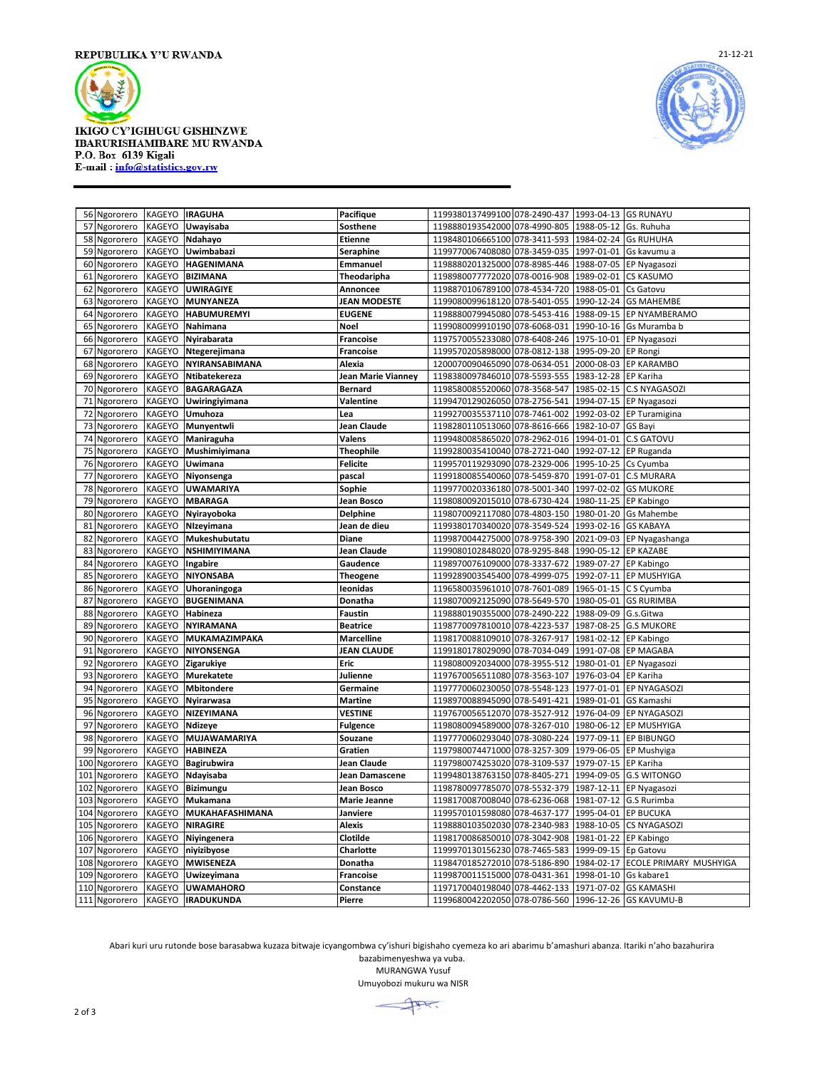REPUBULIKA Y'U RWANDA

21-12-21

IKIGO CY'IGIHUGU GISHINZWE IBARURISHAMIBARE MU RWANDA
P.O. Box 6139 Kigali
E-mail : info@statistics.gov.rw

| | | | | | | | | |
|---|---|---|---|---|---|---|---|---|
| 56 | Ngororero | KAGEYO | **IRAGUHA** | **Pacifique** | 1199380137499100 | 078-2490-437 | 1993-04-13 | GS RUNAYU |
| 57 | Ngororero | KAGEYO | **Uwayisaba** | **Sosthene** | 1198880193542000 | 078-4990-805 | 1988-05-12 | Gs. Ruhuha |
| 58 | Ngororero | KAGEYO | **Ndahayo** | **Etienne** | 1198480106665100 | 078-3411-593 | 1984-02-24 | Gs RUHUHA |
| 59 | Ngororero | KAGEYO | **Uwimbabazi** | **Seraphine** | 1199770067408080 | 078-3459-035 | 1997-01-01 | Gs kavumu a |
| 60 | Ngororero | KAGEYO | **HAGENIMANA** | **Emmanuel** | 1198880201325000 | 078-8985-446 | 1988-07-05 | EP Nyagasozi |
| 61 | Ngororero | KAGEYO | **BIZIMANA** | **Theodaripha** | 1198980077772020 | 078-0016-908 | 1989-02-01 | CS KASUMO |
| 62 | Ngororero | KAGEYO | **UWIRAGIYE** | **Annoncee** | 1198870106789100 | 078-4534-720 | 1988-05-01 | Cs Gatovu |
| 63 | Ngororero | KAGEYO | **MUNYANEZA** | **JEAN MODESTE** | 1199080099618120 | 078-5401-055 | 1990-12-24 | GS MAHEMBE |
| 64 | Ngororero | KAGEYO | **HABUMUREMYI** | **EUGENE** | 1198880079945080 | 078-5453-416 | 1988-09-15 | EP NYAMBERAMO |
| 65 | Ngororero | KAGEYO | **Nahimana** | **Noel** | 1199080099910190 | 078-6068-031 | 1990-10-16 | Gs Muramba b |
| 66 | Ngororero | KAGEYO | **Nyirabarata** | **Francoise** | 1197570055233080 | 078-6408-246 | 1975-10-01 | EP Nyagasozi |
| 67 | Ngororero | KAGEYO | **Ntegerejimana** | **Francoise** | 1199570205898000 | 078-0812-138 | 1995-09-20 | EP Rongi |
| 68 | Ngororero | KAGEYO | **NYIRANSABIMANA** | **Alexia** | 1200070090465090 | 078-0634-051 | 2000-08-03 | EP KARAMBO |
| 69 | Ngororero | KAGEYO | **Ntibatekereza** | **Jean Marie Vianney** | 1198380097846010 | 078-5593-555 | 1983-12-28 | EP Kariha |
| 70 | Ngororero | KAGEYO | **BAGARAGAZA** | **Bernard** | 1198580085520060 | 078-3568-547 | 1985-02-15 | C.S NYAGASOZI |
| 71 | Ngororero | KAGEYO | **Uwiringiyimana** | **Valentine** | 1199470129026050 | 078-2756-541 | 1994-07-15 | EP Nyagasozi |
| 72 | Ngororero | KAGEYO | **Umuhoza** | **Lea** | 1199270035537110 | 078-7461-002 | 1992-03-02 | EP Turamigina |
| 73 | Ngororero | KAGEYO | **Munyentwli** | **Jean Claude** | 1198280110513060 | 078-8616-666 | 1982-10-07 | GS Bayi |
| 74 | Ngororero | KAGEYO | **Maniraguha** | **Valens** | 1199480085865020 | 078-2962-016 | 1994-01-01 | C.S GATOVU |
| 75 | Ngororero | KAGEYO | **Mushimiyimana** | **Theophile** | 1199280035410040 | 078-2721-040 | 1992-07-12 | EP Ruganda |
| 76 | Ngororero | KAGEYO | **Uwimana** | **Felicite** | 1199570119293090 | 078-2329-006 | 1995-10-25 | Cs Cyumba |
| 77 | Ngororero | KAGEYO | **Niyonsenga** | **pascal** | 1199180085540060 | 078-5459-870 | 1991-07-01 | C.S MURARA |
| 78 | Ngororero | KAGEYO | **UWAMARIYA** | **Sophie** | 1199770020336180 | 078-5001-340 | 1997-02-02 | GS MUKORE |
| 79 | Ngororero | KAGEYO | **MBARAGA** | **Jean Bosco** | 1198080092015010 | 078-6730-424 | 1980-11-25 | EP Kabingo |
| 80 | Ngororero | KAGEYO | **Nyirayoboka** | **Delphine** | 1198070092117080 | 078-4803-150 | 1980-01-20 | Gs Mahembe |
| 81 | Ngororero | KAGEYO | **NIzeyimana** | **Jean de dieu** | 1199380170340020 | 078-3549-524 | 1993-02-16 | GS KABAYA |
| 82 | Ngororero | KAGEYO | **Mukeshubutatu** | **Diane** | 1199870044275000 | 078-9758-390 | 2021-09-03 | EP Nyagashanga |
| 83 | Ngororero | KAGEYO | **NSHIMIYIMANA** | **Jean Claude** | 1199080102848020 | 078-9295-848 | 1990-05-12 | EP KAZABE |
| 84 | Ngororero | KAGEYO | **Ingabire** | **Gaudence** | 1198970076109000 | 078-3337-672 | 1989-07-27 | EP Kabingo |
| 85 | Ngororero | KAGEYO | **NIYONSABA** | **Theogene** | 1199289003545400 | 078-4999-075 | 1992-07-11 | EP MUSHYIGA |
| 86 | Ngororero | KAGEYO | **Uhoraningoga** | **leonidas** | 1196580035961010 | 078-7601-089 | 1965-01-15 | C S Cyumba |
| 87 | Ngororero | KAGEYO | **BUGENIMANA** | **Donatha** | 1198070092125090 | 078-5649-570 | 1980-05-01 | GS RURIMBA |
| 88 | Ngororero | KAGEYO | **Habineza** | **Faustin** | 1198880190355000 | 078-2490-222 | 1988-09-09 | G.s.Gitwa |
| 89 | Ngororero | KAGEYO | **NYIRAMANA** | **Beatrice** | 1198770097810010 | 078-4223-537 | 1987-08-25 | G.S MUKORE |
| 90 | Ngororero | KAGEYO | **MUKAMAZIMPAKA** | **Marcelline** | 1198170088109010 | 078-3267-917 | 1981-02-12 | EP Kabingo |
| 91 | Ngororero | KAGEYO | **NIYONSENGA** | **JEAN CLAUDE** | 1199180178029090 | 078-7034-049 | 1991-07-08 | EP MAGABA |
| 92 | Ngororero | KAGEYO | **Zigarukiye** | **Eric** | 1198080092034000 | 078-3955-512 | 1980-01-01 | EP Nyagasozi |
| 93 | Ngororero | KAGEYO | **Murekatete** | **Julienne** | 1197670056511080 | 078-3563-107 | 1976-03-04 | EP Kariha |
| 94 | Ngororero | KAGEYO | **Mbitondere** | **Germaine** | 1197770060230050 | 078-5548-123 | 1977-01-01 | EP NYAGASOZI |
| 95 | Ngororero | KAGEYO | **Nyirarwasa** | **Martine** | 1198970088945090 | 078-5491-421 | 1989-01-01 | GS Kamashi |
| 96 | Ngororero | KAGEYO | **NIZEYIMANA** | **VESTINE** | 1197670056512070 | 078-3527-912 | 1976-04-09 | EP NYAGASOZI |
| 97 | Ngororero | KAGEYO | **Ndizeye** | **Fulgence** | 1198080094589000 | 078-3267-010 | 1980-06-12 | EP MUSHYIGA |
| 98 | Ngororero | KAGEYO | **MUJAWAMARIYA** | **Souzane** | 1197770060293040 | 078-3080-224 | 1977-09-11 | EP BIBUNGO |
| 99 | Ngororero | KAGEYO | **HABINEZA** | **Gratien** | 1197980074471000 | 078-3257-309 | 1979-06-05 | EP Mushyiga |
| 100 | Ngororero | KAGEYO | **Bagirubwira** | **Jean Claude** | 1197980074253020 | 078-3109-537 | 1979-07-15 | EP Kariha |
| 101 | Ngororero | KAGEYO | **Ndayisaba** | **Jean Damascene** | 1199480138763150 | 078-8405-271 | 1994-09-05 | G.S WITONGO |
| 102 | Ngororero | KAGEYO | **Bizimungu** | **Jean Bosco** | 1198780097785070 | 078-5532-379 | 1987-12-11 | EP Nyagasozi |
| 103 | Ngororero | KAGEYO | **Mukamana** | **Marie Jeanne** | 1198170087008040 | 078-6236-068 | 1981-07-12 | G.S Rurimba |
| 104 | Ngororero | KAGEYO | **MUKAHAFASHIMANA** | **Janviere** | 1199570101598080 | 078-4637-177 | 1995-04-01 | EP BUCUKA |
| 105 | Ngororero | KAGEYO | **NIRAGIRE** | **Alexis** | 1198880103502030 | 078-2340-983 | 1988-10-05 | CS NYAGASOZI |
| 106 | Ngororero | KAGEYO | **Niyingenera** | **Clotilde** | 1198170086850010 | 078-3042-908 | 1981-01-22 | EP Kabingo |
| 107 | Ngororero | KAGEYO | **niyizibyose** | **Charlotte** | 1199970130156230 | 078-7465-583 | 1999-09-15 | Ep Gatovu |
| 108 | Ngororero | KAGEYO | **MWISENEZA** | **Donatha** | 1198470185272010 | 078-5186-890 | 1984-02-17 | ECOLE PRIMARY MUSHYIGA |
| 109 | Ngororero | KAGEYO | **Uwizeyimana** | **Francoise** | 1199870011515000 | 078-0431-361 | 1998-01-10 | Gs kabare1 |
| 110 | Ngororero | KAGEYO | **UWAMAHORO** | **Constance** | 1197170040198040 | 078-4462-133 | 1971-07-02 | GS KAMASHI |
| 111 | Ngororero | KAGEYO | **IRADUKUNDA** | **Pierre** | 1199680042202050 | 078-0786-560 | 1996-12-26 | GS KAVUMU-B |

Abari kuri uru rutonde bose barasabwa kuzaza bitwaje icyangombwa cy'ishuri bigishaho cyemeza ko ari abarimu b'amashuri abanza. Itariki n'aho bazahurira bazabimenyeshwa ya vuba.

MURANGWA Yusuf

Umuyobozi mukuru wa NISR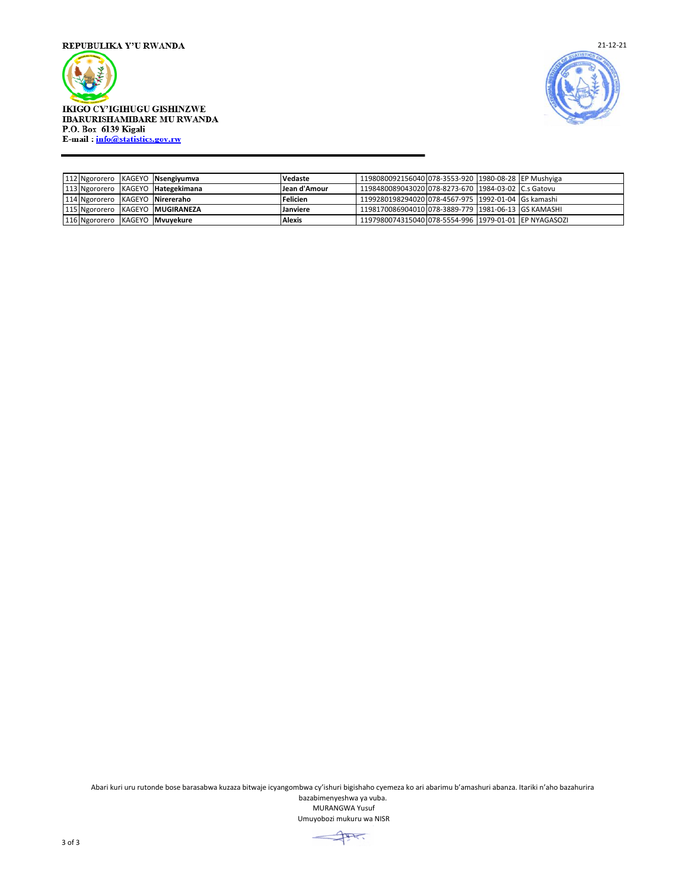REPUBULIKA Y'U RWANDA

21-12-21

IKIGO CY'IGIHUGU GISHINZWE
IBARURISHAMIBARE MU RWANDA
P.O. Box 6139 Kigali
E-mail : info@statistics.gov.rw

| | | | | | | | | |
|---|---|---|---|---|---|---|---|---|
| 112 | Ngororero | KAGEYO | **Nsengiyumva** | **Vedaste** | 1198080092156040 | 078-3553-920 | 1980-08-28 | EP Mushyiga |
| 113 | Ngororero | KAGEYO | **Hategekimana** | **Jean d'Amour** | 1198480089043020 | 078-8273-670 | 1984-03-02 | C.s Gatovu |
| 114 | Ngororero | KAGEYO | **Nirereraho** | **Felicien** | 1199280198294020 | 078-4567-975 | 1992-01-04 | Gs kamashi |
| 115 | Ngororero | KAGEYO | **MUGIRANEZA** | **Janviere** | 1198170086904010 | 078-3889-779 | 1981-06-13 | GS KAMASHI |
| 116 | Ngororero | KAGEYO | **Mvuyekure** | **Alexis** | 1197980074315040 | 078-5554-996 | 1979-01-01 | EP NYAGASOZI |

Abari kuri uru rutonde bose barasabwa kuzaza bitwaje icyangombwa cy'ishuri bigishaho cyemeza ko ari abarimu b'amashuri abanza. Itariki n'aho bazahurira bazabimenyeshwa ya vuba.

MURANGWA Yusuf

Umuyobozi mukuru wa NISR